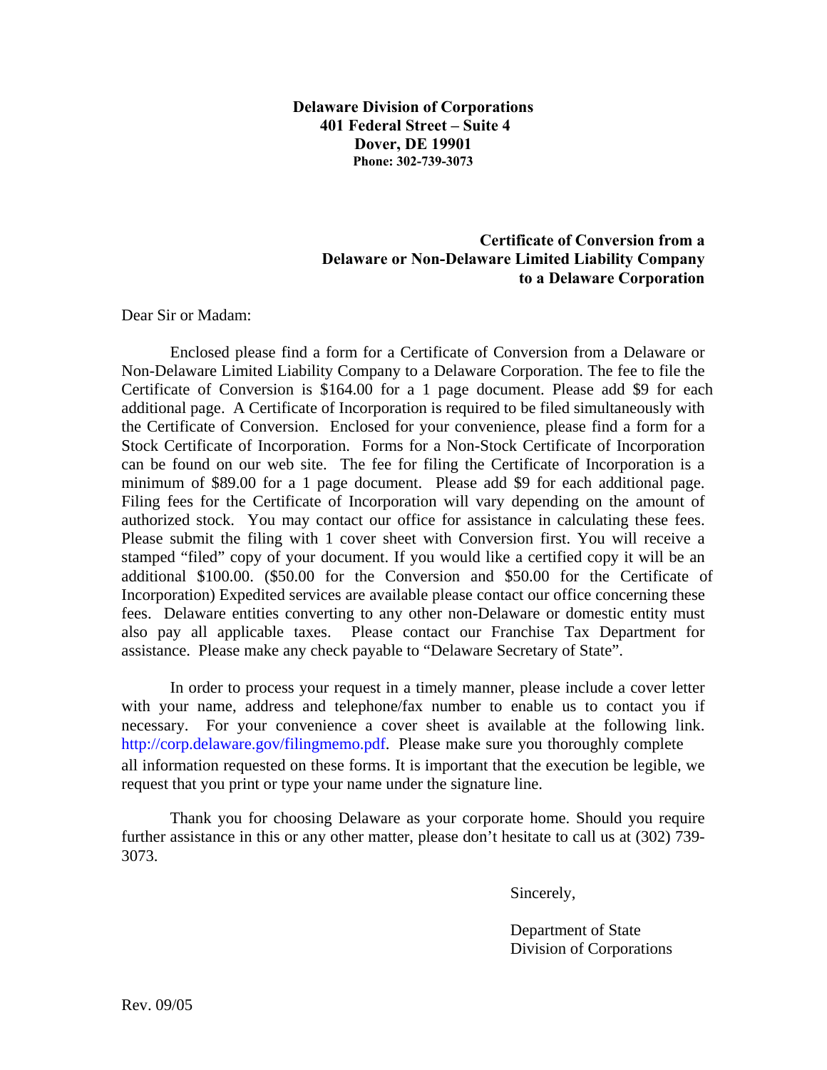**Delaware Division of Corporations**
**401 Federal Street – Suite 4**
**Dover, DE 19901**
**Phone: 302-739-3073**

**Certificate of Conversion from a Delaware or Non-Delaware Limited Liability Company to a Delaware Corporation**

Dear Sir or Madam:

Enclosed please find a form for a Certificate of Conversion from a Delaware or Non-Delaware Limited Liability Company to a Delaware Corporation. The fee to file the Certificate of Conversion is $164.00 for a 1 page document. Please add $9 for each additional page. A Certificate of Incorporation is required to be filed simultaneously with the Certificate of Conversion. Enclosed for your convenience, please find a form for a Stock Certificate of Incorporation. Forms for a Non-Stock Certificate of Incorporation can be found on our web site. The fee for filing the Certificate of Incorporation is a minimum of $89.00 for a 1 page document. Please add $9 for each additional page. Filing fees for the Certificate of Incorporation will vary depending on the amount of authorized stock. You may contact our office for assistance in calculating these fees. Please submit the filing with 1 cover sheet with Conversion first. You will receive a stamped "filed" copy of your document. If you would like a certified copy it will be an additional $100.00. ($50.00 for the Conversion and $50.00 for the Certificate of Incorporation) Expedited services are available please contact our office concerning these fees. Delaware entities converting to any other non-Delaware or domestic entity must also pay all applicable taxes. Please contact our Franchise Tax Department for assistance. Please make any check payable to "Delaware Secretary of State".

In order to process your request in a timely manner, please include a cover letter with your name, address and telephone/fax number to enable us to contact you if necessary. For your convenience a cover sheet is available at the following link. http://corp.delaware.gov/filingmemo.pdf. Please make sure you thoroughly complete all information requested on these forms. It is important that the execution be legible, we request that you print or type your name under the signature line.

Thank you for choosing Delaware as your corporate home. Should you require further assistance in this or any other matter, please don't hesitate to call us at (302) 739-3073.

Sincerely,

Department of State
Division of Corporations

Rev. 09/05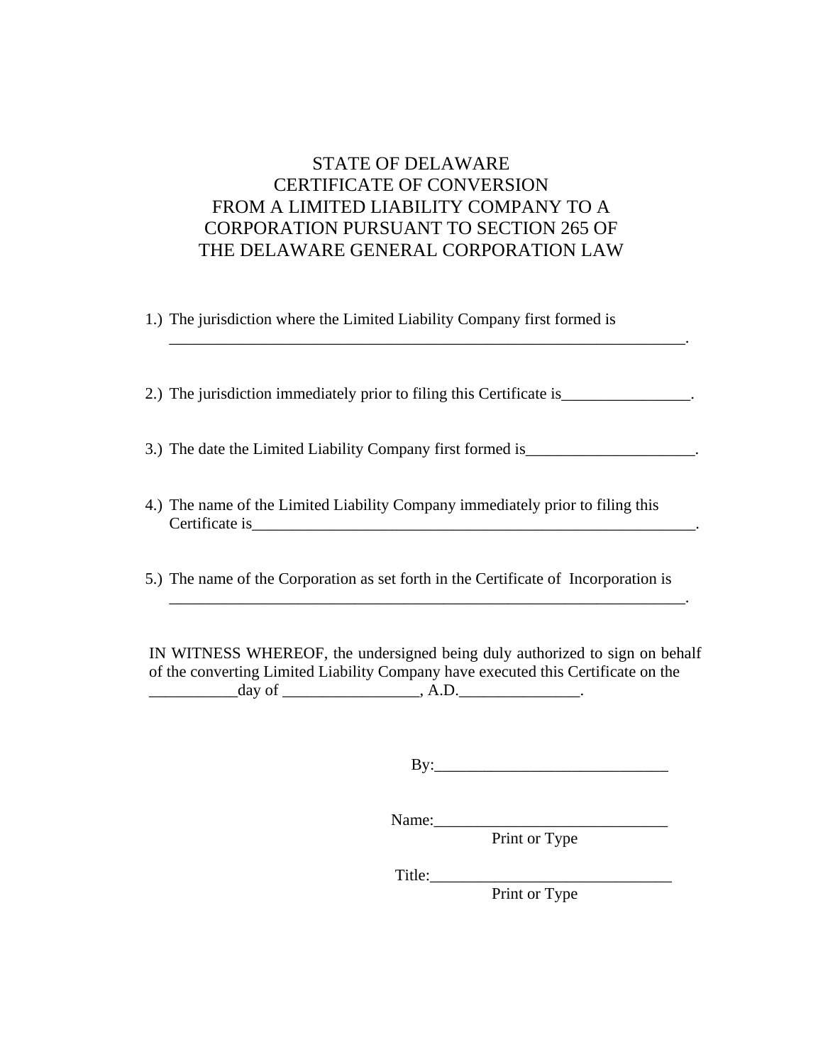# STATE OF DELAWARE
# CERTIFICATE OF CONVERSION
# FROM A LIMITED LIABILITY COMPANY TO A CORPORATION PURSUANT TO SECTION 265 OF THE DELAWARE GENERAL CORPORATION LAW

1.) The jurisdiction where the Limited Liability Company first formed is ____________________________________________________________________.

2.) The jurisdiction immediately prior to filing this Certificate is________________.

3.) The date the Limited Liability Company first formed is_____________________.

4.) The name of the Limited Liability Company immediately prior to filing this Certificate is___________________________________________________________.

5.) The name of the Corporation as set forth in the Certificate of Incorporation is ____________________________________________________________________.

IN WITNESS WHEREOF, the undersigned being duly authorized to sign on behalf of the converting Limited Liability Company have executed this Certificate on the ___________day of _________________, A.D._______________.

By:_____________________________

Name:_____________________________
Print or Type

Title:______________________________
Print or Type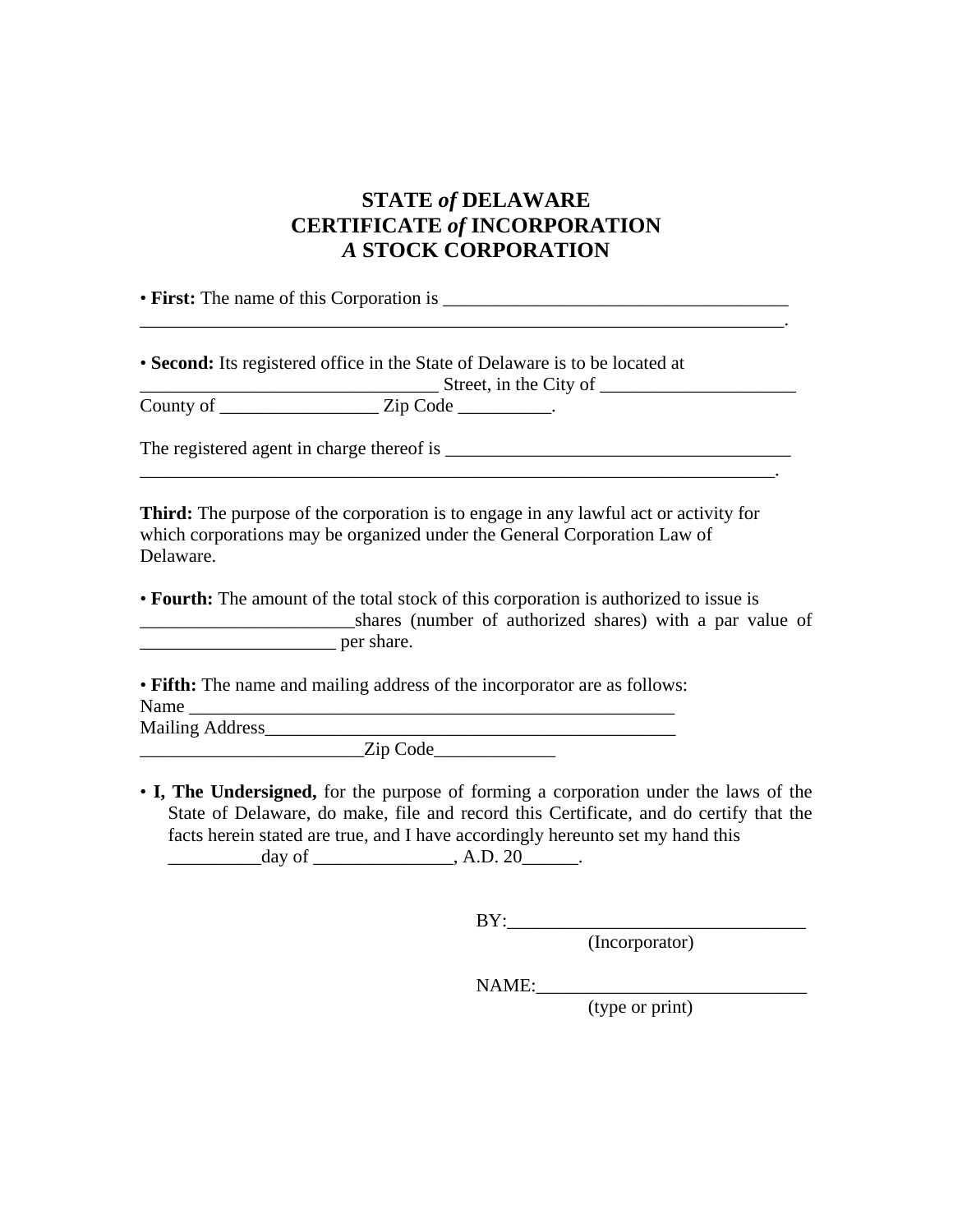# STATE *of* DELAWARE
# CERTIFICATE *of* INCORPORATION
# *A* STOCK CORPORATION

• **First:** The name of this Corporation is _____________________________________ _________________________________________________________________________.

• **Second:** Its registered office in the State of Delaware is to be located at _________________________________ Street, in the City of ______________________ County of _________________ Zip Code __________.

The registered agent in charge thereof is ______________________________________ ________________________________________________________________________.

**Third:** The purpose of the corporation is to engage in any lawful act or activity for which corporations may be organized under the General Corporation Law of Delaware.

• **Fourth:** The amount of the total stock of this corporation is authorized to issue is _______________________shares (number of authorized shares) with a par value of _____________________ per share.

• **Fifth:** The name and mailing address of the incorporator are as follows:
Name ______________________________________________________
Mailing Address_______________________________________________
________________________Zip Code_____________

• **I, The Undersigned,** for the purpose of forming a corporation under the laws of the State of Delaware, do make, file and record this Certificate, and do certify that the facts herein stated are true, and I have accordingly hereunto set my hand this __________day of _______________, A.D. 20______.

BY:_________________________________
(Incorporator)

NAME:______________________________
(type or print)